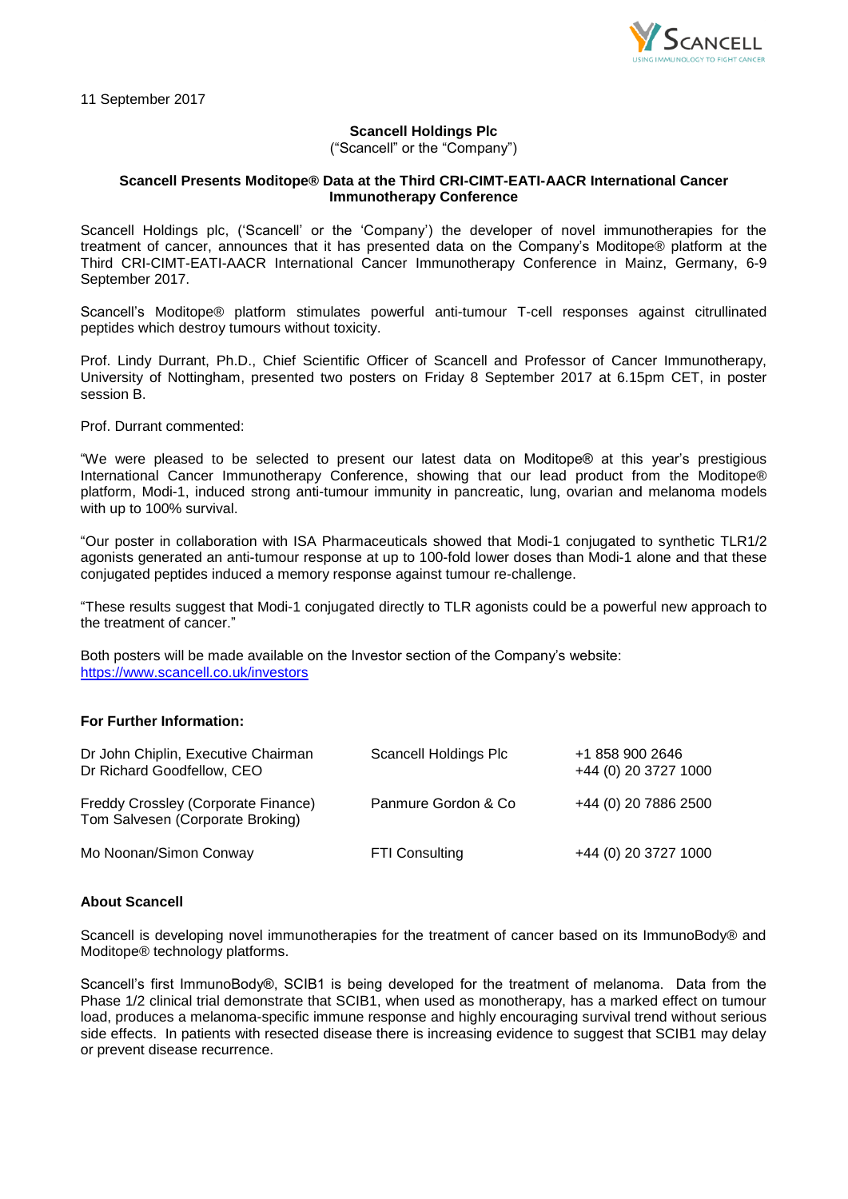11 September 2017

**Scancell Holdings Plc**
("Scancell" or the "Company")

**Scancell Presents Moditope® Data at the Third CRI-CIMT-EATI-AACR International Cancer Immunotherapy Conference**

Scancell Holdings plc, ('Scancell' or the 'Company') the developer of novel immunotherapies for the treatment of cancer, announces that it has presented data on the Company's Moditope® platform at the Third CRI-CIMT-EATI-AACR International Cancer Immunotherapy Conference in Mainz, Germany, 6-9 September 2017.

Scancell's Moditope® platform stimulates powerful anti-tumour T-cell responses against citrullinated peptides which destroy tumours without toxicity.

Prof. Lindy Durrant, Ph.D., Chief Scientific Officer of Scancell and Professor of Cancer Immunotherapy, University of Nottingham, presented two posters on Friday 8 September 2017 at 6.15pm CET, in poster session B.

Prof. Durrant commented:

"We were pleased to be selected to present our latest data on Moditope® at this year's prestigious International Cancer Immunotherapy Conference, showing that our lead product from the Moditope® platform, Modi-1, induced strong anti-tumour immunity in pancreatic, lung, ovarian and melanoma models with up to 100% survival.

"Our poster in collaboration with ISA Pharmaceuticals showed that Modi-1 conjugated to synthetic TLR1/2 agonists generated an anti-tumour response at up to 100-fold lower doses than Modi-1 alone and that these conjugated peptides induced a memory response against tumour re-challenge.

"These results suggest that Modi-1 conjugated directly to TLR agonists could be a powerful new approach to the treatment of cancer."

Both posters will be made available on the Investor section of the Company's website: https://www.scancell.co.uk/investors

**For Further Information:**

| | | |
|---|---|---|
| Dr John Chiplin, Executive Chairman<br>Dr Richard Goodfellow, CEO | Scancell Holdings Plc | +1 858 900 2646<br>+44 (0) 20 3727 1000 |
| Freddy Crossley (Corporate Finance)<br>Tom Salvesen (Corporate Broking) | Panmure Gordon & Co | +44 (0) 20 7886 2500 |
| Mo Noonan/Simon Conway | FTI Consulting | +44 (0) 20 3727 1000 |

**About Scancell**

Scancell is developing novel immunotherapies for the treatment of cancer based on its ImmunoBody® and Moditope® technology platforms.

Scancell's first ImmunoBody®, SCIB1 is being developed for the treatment of melanoma. Data from the Phase 1/2 clinical trial demonstrate that SCIB1, when used as monotherapy, has a marked effect on tumour load, produces a melanoma-specific immune response and highly encouraging survival trend without serious side effects. In patients with resected disease there is increasing evidence to suggest that SCIB1 may delay or prevent disease recurrence.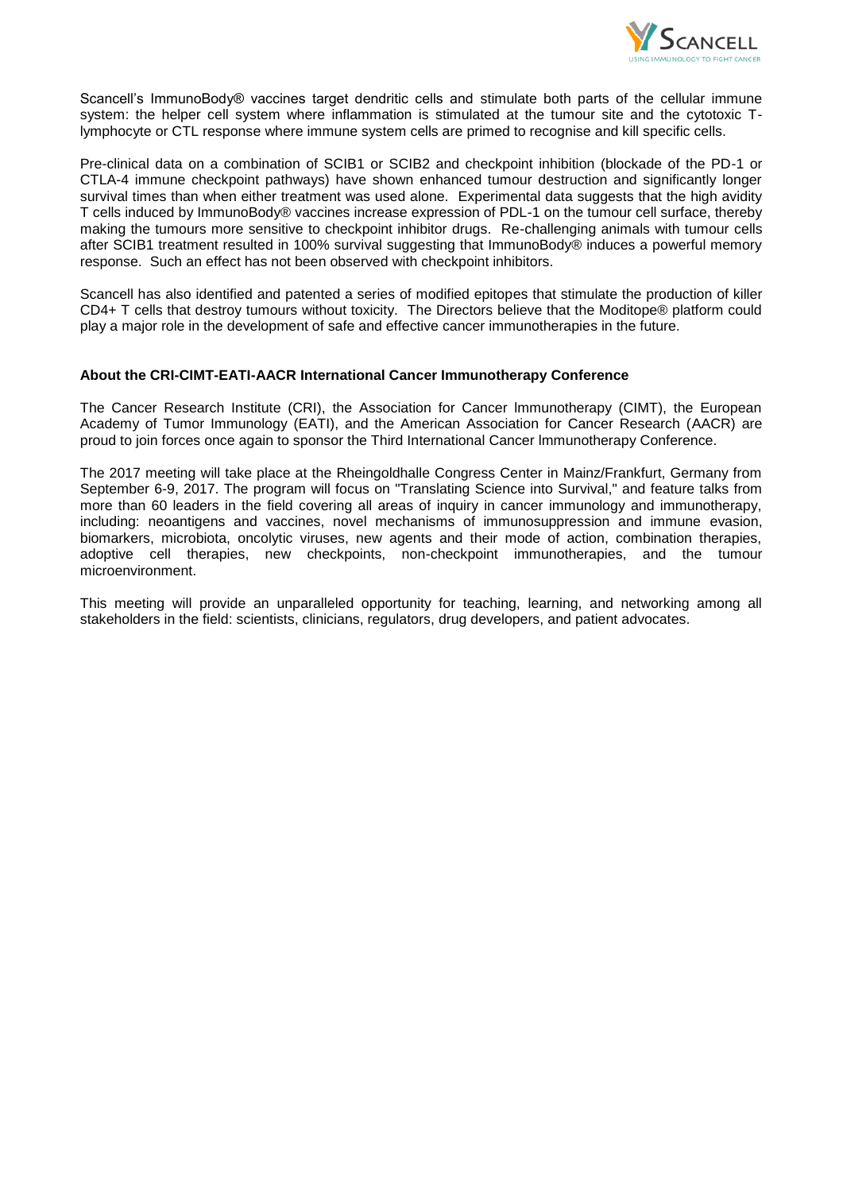Scancell's ImmunoBody® vaccines target dendritic cells and stimulate both parts of the cellular immune system: the helper cell system where inflammation is stimulated at the tumour site and the cytotoxic T-lymphocyte or CTL response where immune system cells are primed to recognise and kill specific cells.

Pre-clinical data on a combination of SCIB1 or SCIB2 and checkpoint inhibition (blockade of the PD-1 or CTLA-4 immune checkpoint pathways) have shown enhanced tumour destruction and significantly longer survival times than when either treatment was used alone. Experimental data suggests that the high avidity T cells induced by ImmunoBody® vaccines increase expression of PDL-1 on the tumour cell surface, thereby making the tumours more sensitive to checkpoint inhibitor drugs. Re-challenging animals with tumour cells after SCIB1 treatment resulted in 100% survival suggesting that ImmunoBody® induces a powerful memory response. Such an effect has not been observed with checkpoint inhibitors.

Scancell has also identified and patented a series of modified epitopes that stimulate the production of killer CD4+ T cells that destroy tumours without toxicity. The Directors believe that the Moditope® platform could play a major role in the development of safe and effective cancer immunotherapies in the future.

**About the CRI-CIMT-EATI-AACR International Cancer Immunotherapy Conference**

The Cancer Research Institute (CRI), the Association for Cancer Immunotherapy (CIMT), the European Academy of Tumor Immunology (EATI), and the American Association for Cancer Research (AACR) are proud to join forces once again to sponsor the Third International Cancer Immunotherapy Conference.

The 2017 meeting will take place at the Rheingoldhalle Congress Center in Mainz/Frankfurt, Germany from September 6-9, 2017. The program will focus on "Translating Science into Survival," and feature talks from more than 60 leaders in the field covering all areas of inquiry in cancer immunology and immunotherapy, including: neoantigens and vaccines, novel mechanisms of immunosuppression and immune evasion, biomarkers, microbiota, oncolytic viruses, new agents and their mode of action, combination therapies, adoptive cell therapies, new checkpoints, non-checkpoint immunotherapies, and the tumour microenvironment.

This meeting will provide an unparalleled opportunity for teaching, learning, and networking among all stakeholders in the field: scientists, clinicians, regulators, drug developers, and patient advocates.